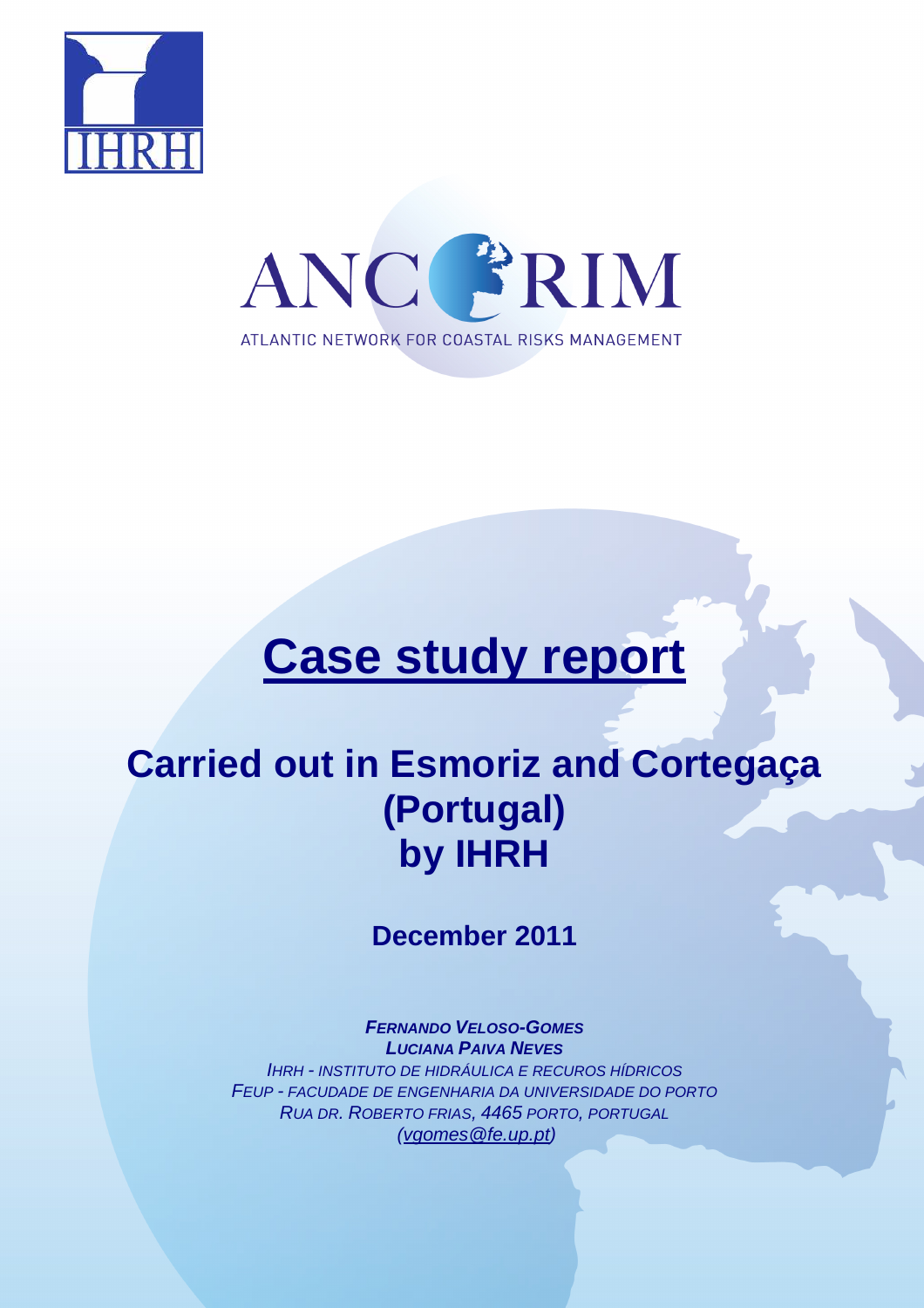IHRH

ANCORIM

ATLANTIC NETWORK FOR COASTAL RISKS MANAGEMENT

# Case study report

## Carried out in Esmoriz and Cortegaça (Portugal) by IHRH

**December 2011**

***FERNANDO VELOSO-GOMES***
***LUCIANA PAIVA NEVES***
*IHRH - INSTITUTO DE HIDRÁULICA E RECUROS HÍDRICOS*
*FEUP - FACUDADE DE ENGENHARIA DA UNIVERSIDADE DO PORTO*
*RUA DR. ROBERTO FRIAS, 4465 PORTO, PORTUGAL*
*(vgomes@fe.up.pt)*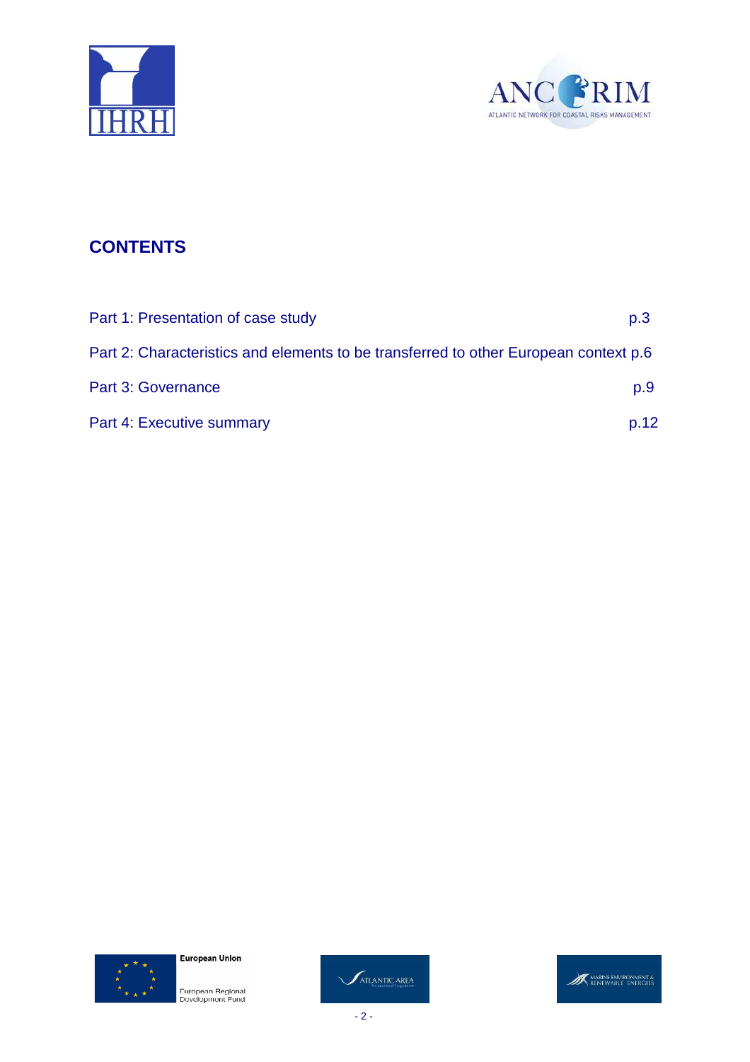## CONTENTS

| | |
|---|---|
| Part 1: Presentation of case study | p.3 |
| Part 2: Characteristics and elements to be transferred to other European context | p.6 |
| Part 3: Governance | p.9 |
| Part 4: Executive summary | p.12 |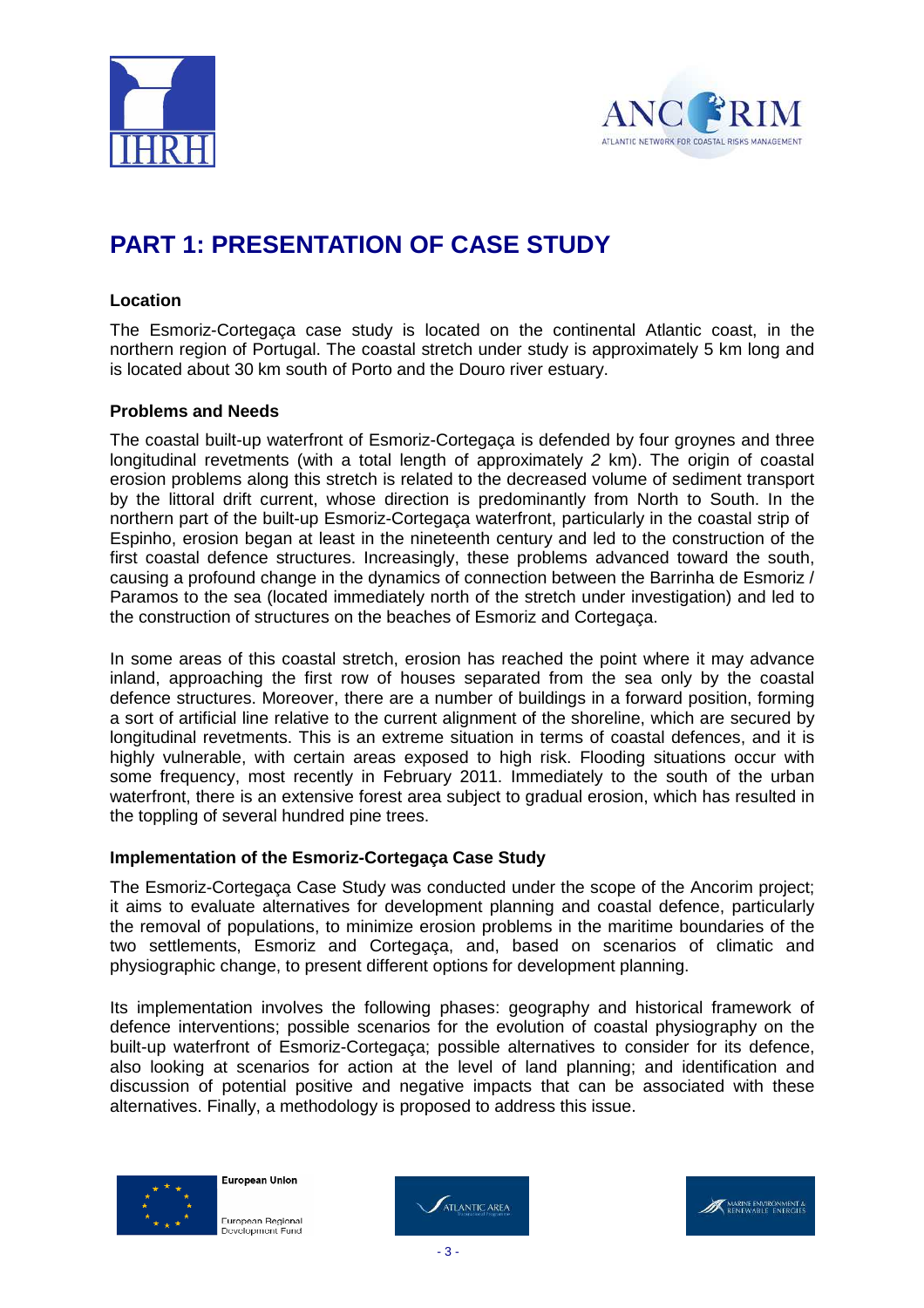# PART 1: PRESENTATION OF CASE STUDY

**Location**

The Esmoriz-Cortegaça case study is located on the continental Atlantic coast, in the northern region of Portugal. The coastal stretch under study is approximately 5 km long and is located about 30 km south of Porto and the Douro river estuary.

**Problems and Needs**

The coastal built-up waterfront of Esmoriz-Cortegaça is defended by four groynes and three longitudinal revetments (with a total length of approximately *2* km). The origin of coastal erosion problems along this stretch is related to the decreased volume of sediment transport by the littoral drift current, whose direction is predominantly from North to South. In the northern part of the built-up Esmoriz-Cortegaça waterfront, particularly in the coastal strip of Espinho, erosion began at least in the nineteenth century and led to the construction of the first coastal defence structures. Increasingly, these problems advanced toward the south, causing a profound change in the dynamics of connection between the Barrinha de Esmoriz / Paramos to the sea (located immediately north of the stretch under investigation) and led to the construction of structures on the beaches of Esmoriz and Cortegaça.

In some areas of this coastal stretch, erosion has reached the point where it may advance inland, approaching the first row of houses separated from the sea only by the coastal defence structures. Moreover, there are a number of buildings in a forward position, forming a sort of artificial line relative to the current alignment of the shoreline, which are secured by longitudinal revetments. This is an extreme situation in terms of coastal defences, and it is highly vulnerable, with certain areas exposed to high risk. Flooding situations occur with some frequency, most recently in February 2011. Immediately to the south of the urban waterfront, there is an extensive forest area subject to gradual erosion, which has resulted in the toppling of several hundred pine trees.

**Implementation of the Esmoriz-Cortegaça Case Study**

The Esmoriz-Cortegaça Case Study was conducted under the scope of the Ancorim project; it aims to evaluate alternatives for development planning and coastal defence, particularly the removal of populations, to minimize erosion problems in the maritime boundaries of the two settlements, Esmoriz and Cortegaça, and, based on scenarios of climatic and physiographic change, to present different options for development planning.

Its implementation involves the following phases: geography and historical framework of defence interventions; possible scenarios for the evolution of coastal physiography on the built-up waterfront of Esmoriz-Cortegaça; possible alternatives to consider for its defence, also looking at scenarios for action at the level of land planning; and identification and discussion of potential positive and negative impacts that can be associated with these alternatives. Finally, a methodology is proposed to address this issue.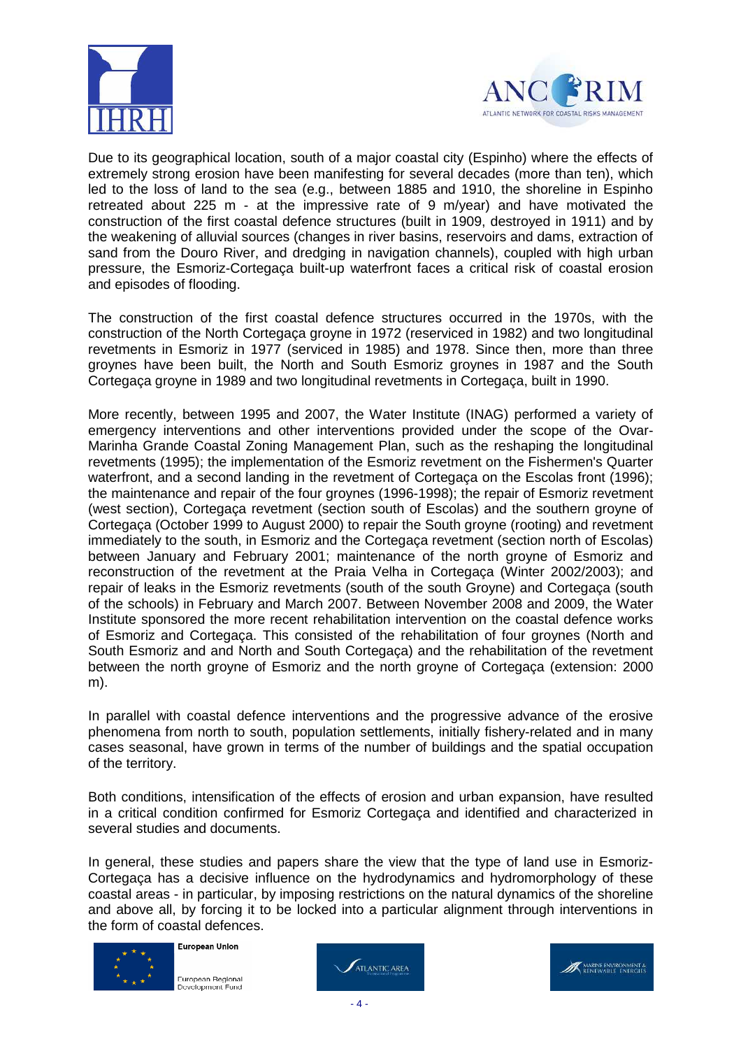Due to its geographical location, south of a major coastal city (Espinho) where the effects of extremely strong erosion have been manifesting for several decades (more than ten), which led to the loss of land to the sea (e.g., between 1885 and 1910, the shoreline in Espinho retreated about 225 m - at the impressive rate of 9 m/year) and have motivated the construction of the first coastal defence structures (built in 1909, destroyed in 1911) and by the weakening of alluvial sources (changes in river basins, reservoirs and dams, extraction of sand from the Douro River, and dredging in navigation channels), coupled with high urban pressure, the Esmoriz-Cortegaça built-up waterfront faces a critical risk of coastal erosion and episodes of flooding.

The construction of the first coastal defence structures occurred in the 1970s, with the construction of the North Cortegaça groyne in 1972 (reserviced in 1982) and two longitudinal revetments in Esmoriz in 1977 (serviced in 1985) and 1978. Since then, more than three groynes have been built, the North and South Esmoriz groynes in 1987 and the South Cortegaça groyne in 1989 and two longitudinal revetments in Cortegaça, built in 1990.

More recently, between 1995 and 2007, the Water Institute (INAG) performed a variety of emergency interventions and other interventions provided under the scope of the Ovar-Marinha Grande Coastal Zoning Management Plan, such as the reshaping the longitudinal revetments (1995); the implementation of the Esmoriz revetment on the Fishermen's Quarter waterfront, and a second landing in the revetment of Cortegaça on the Escolas front (1996); the maintenance and repair of the four groynes (1996-1998); the repair of Esmoriz revetment (west section), Cortegaça revetment (section south of Escolas) and the southern groyne of Cortegaça (October 1999 to August 2000) to repair the South groyne (rooting) and revetment immediately to the south, in Esmoriz and the Cortegaça revetment (section north of Escolas) between January and February 2001; maintenance of the north groyne of Esmoriz and reconstruction of the revetment at the Praia Velha in Cortegaça (Winter 2002/2003); and repair of leaks in the Esmoriz revetments (south of the south Groyne) and Cortegaça (south of the schools) in February and March 2007. Between November 2008 and 2009, the Water Institute sponsored the more recent rehabilitation intervention on the coastal defence works of Esmoriz and Cortegaça. This consisted of the rehabilitation of four groynes (North and South Esmoriz and and North and South Cortegaça) and the rehabilitation of the revetment between the north groyne of Esmoriz and the north groyne of Cortegaça (extension: 2000 m).

In parallel with coastal defence interventions and the progressive advance of the erosive phenomena from north to south, population settlements, initially fishery-related and in many cases seasonal, have grown in terms of the number of buildings and the spatial occupation of the territory.

Both conditions, intensification of the effects of erosion and urban expansion, have resulted in a critical condition confirmed for Esmoriz Cortegaça and identified and characterized in several studies and documents.

In general, these studies and papers share the view that the type of land use in Esmoriz-Cortegaça has a decisive influence on the hydrodynamics and hydromorphology of these coastal areas - in particular, by imposing restrictions on the natural dynamics of the shoreline and above all, by forcing it to be locked into a particular alignment through interventions in the form of coastal defences.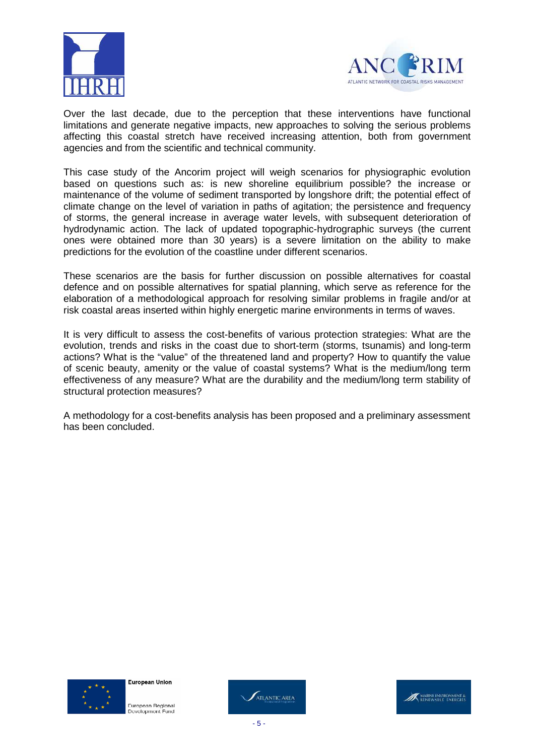Over the last decade, due to the perception that these interventions have functional limitations and generate negative impacts, new approaches to solving the serious problems affecting this coastal stretch have received increasing attention, both from government agencies and from the scientific and technical community.

This case study of the Ancorim project will weigh scenarios for physiographic evolution based on questions such as: is new shoreline equilibrium possible? the increase or maintenance of the volume of sediment transported by longshore drift; the potential effect of climate change on the level of variation in paths of agitation; the persistence and frequency of storms, the general increase in average water levels, with subsequent deterioration of hydrodynamic action. The lack of updated topographic-hydrographic surveys (the current ones were obtained more than 30 years) is a severe limitation on the ability to make predictions for the evolution of the coastline under different scenarios.

These scenarios are the basis for further discussion on possible alternatives for coastal defence and on possible alternatives for spatial planning, which serve as reference for the elaboration of a methodological approach for resolving similar problems in fragile and/or at risk coastal areas inserted within highly energetic marine environments in terms of waves.

It is very difficult to assess the cost-benefits of various protection strategies: What are the evolution, trends and risks in the coast due to short-term (storms, tsunamis) and long-term actions? What is the "value" of the threatened land and property? How to quantify the value of scenic beauty, amenity or the value of coastal systems? What is the medium/long term effectiveness of any measure? What are the durability and the medium/long term stability of structural protection measures?

A methodology for a cost-benefits analysis has been proposed and a preliminary assessment has been concluded.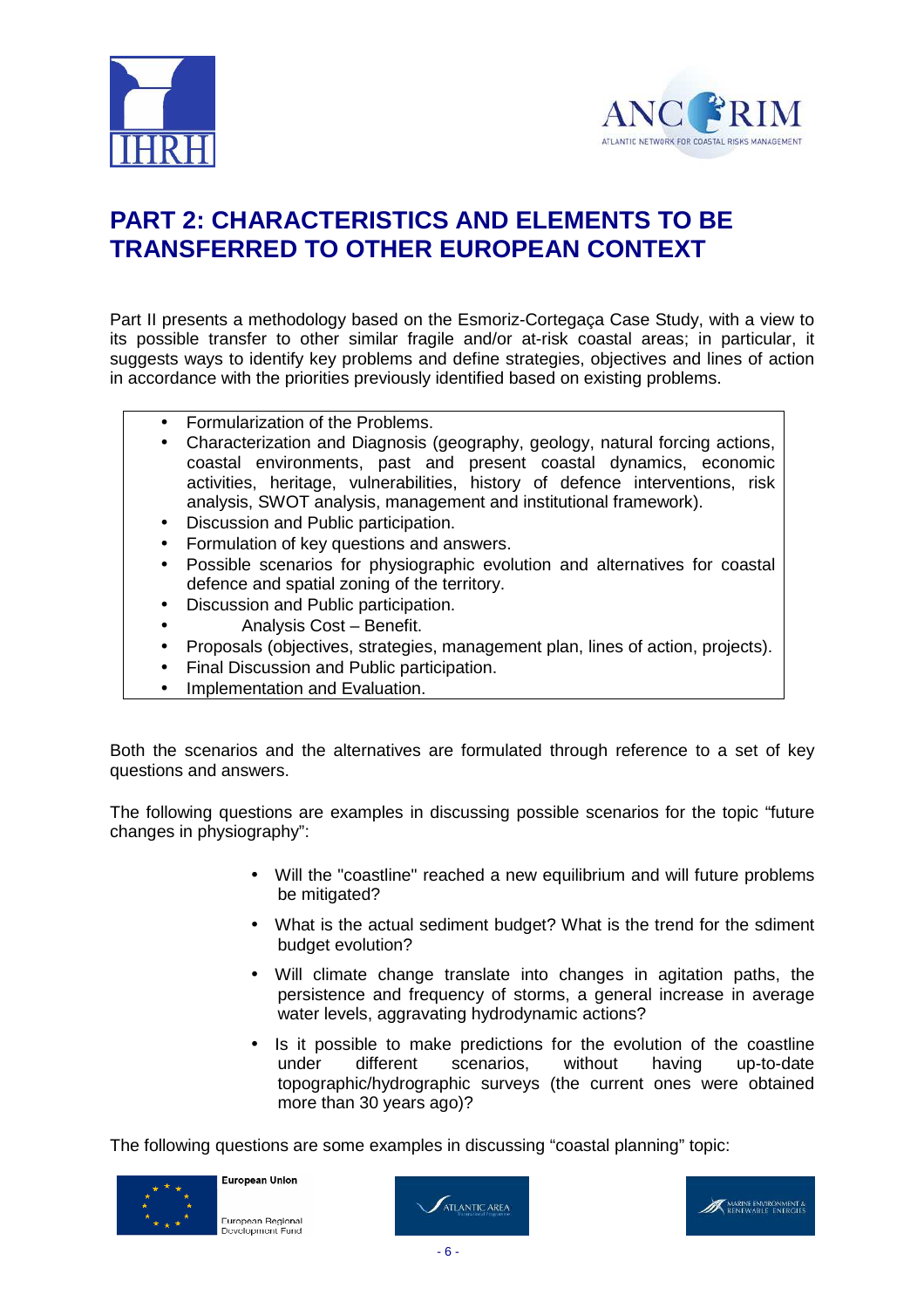# PART 2: CHARACTERISTICS AND ELEMENTS TO BE TRANSFERRED TO OTHER EUROPEAN CONTEXT

Part II presents a methodology based on the Esmoriz-Cortegaça Case Study, with a view to its possible transfer to other similar fragile and/or at-risk coastal areas; in particular, it suggests ways to identify key problems and define strategies, objectives and lines of action in accordance with the priorities previously identified based on existing problems.

- Formularization of the Problems.
- Characterization and Diagnosis (geography, geology, natural forcing actions, coastal environments, past and present coastal dynamics, economic activities, heritage, vulnerabilities, history of defence interventions, risk analysis, SWOT analysis, management and institutional framework).
- Discussion and Public participation.
- Formulation of key questions and answers.
- Possible scenarios for physiographic evolution and alternatives for coastal defence and spatial zoning of the territory.
- Discussion and Public participation.
- Analysis Cost – Benefit.
- Proposals (objectives, strategies, management plan, lines of action, projects).
- Final Discussion and Public participation.
- Implementation and Evaluation.

Both the scenarios and the alternatives are formulated through reference to a set of key questions and answers.

The following questions are examples in discussing possible scenarios for the topic "future changes in physiography":

- Will the "coastline" reached a new equilibrium and will future problems be mitigated?
- What is the actual sediment budget? What is the trend for the sdiment budget evolution?
- Will climate change translate into changes in agitation paths, the persistence and frequency of storms, a general increase in average water levels, aggravating hydrodynamic actions?
- Is it possible to make predictions for the evolution of the coastline under different scenarios, without having up-to-date topographic/hydrographic surveys (the current ones were obtained more than 30 years ago)?

The following questions are some examples in discussing "coastal planning" topic: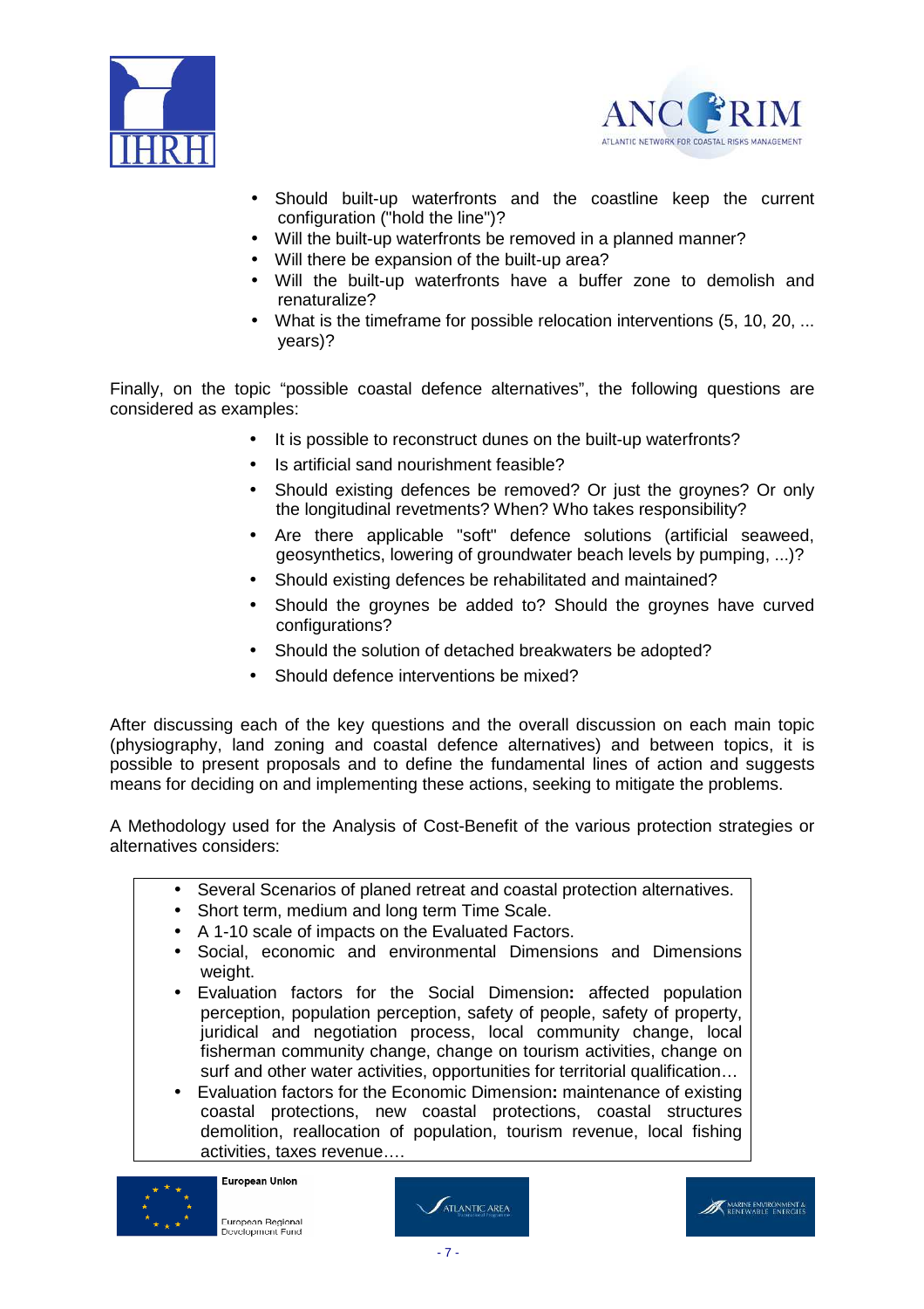- Should built-up waterfronts and the coastline keep the current configuration ("hold the line")?
- Will the built-up waterfronts be removed in a planned manner?
- Will there be expansion of the built-up area?
- Will the built-up waterfronts have a buffer zone to demolish and renaturalize?
- What is the timeframe for possible relocation interventions (5, 10, 20, ... years)?

Finally, on the topic “possible coastal defence alternatives”, the following questions are considered as examples:

- It is possible to reconstruct dunes on the built-up waterfronts?
- Is artificial sand nourishment feasible?
- Should existing defences be removed? Or just the groynes? Or only the longitudinal revetments? When? Who takes responsibility?
- Are there applicable "soft" defence solutions (artificial seaweed, geosynthetics, lowering of groundwater beach levels by pumping, ...)?
- Should existing defences be rehabilitated and maintained?
- Should the groynes be added to? Should the groynes have curved configurations?
- Should the solution of detached breakwaters be adopted?
- Should defence interventions be mixed?

After discussing each of the key questions and the overall discussion on each main topic (physiography, land zoning and coastal defence alternatives) and between topics, it is possible to present proposals and to define the fundamental lines of action and suggests means for deciding on and implementing these actions, seeking to mitigate the problems.

A Methodology used for the Analysis of Cost-Benefit of the various protection strategies or alternatives considers:

- Several Scenarios of planed retreat and coastal protection alternatives.
- Short term, medium and long term Time Scale.
- A 1-10 scale of impacts on the Evaluated Factors.
- Social, economic and environmental Dimensions and Dimensions weight.
- Evaluation factors for the Social Dimension**:** affected population perception, population perception, safety of people, safety of property, juridical and negotiation process, local community change, local fisherman community change, change on tourism activities, change on surf and other water activities, opportunities for territorial qualification…
- Evaluation factors for the Economic Dimension**:** maintenance of existing coastal protections, new coastal protections, coastal structures demolition, reallocation of population, tourism revenue, local fishing activities, taxes revenue….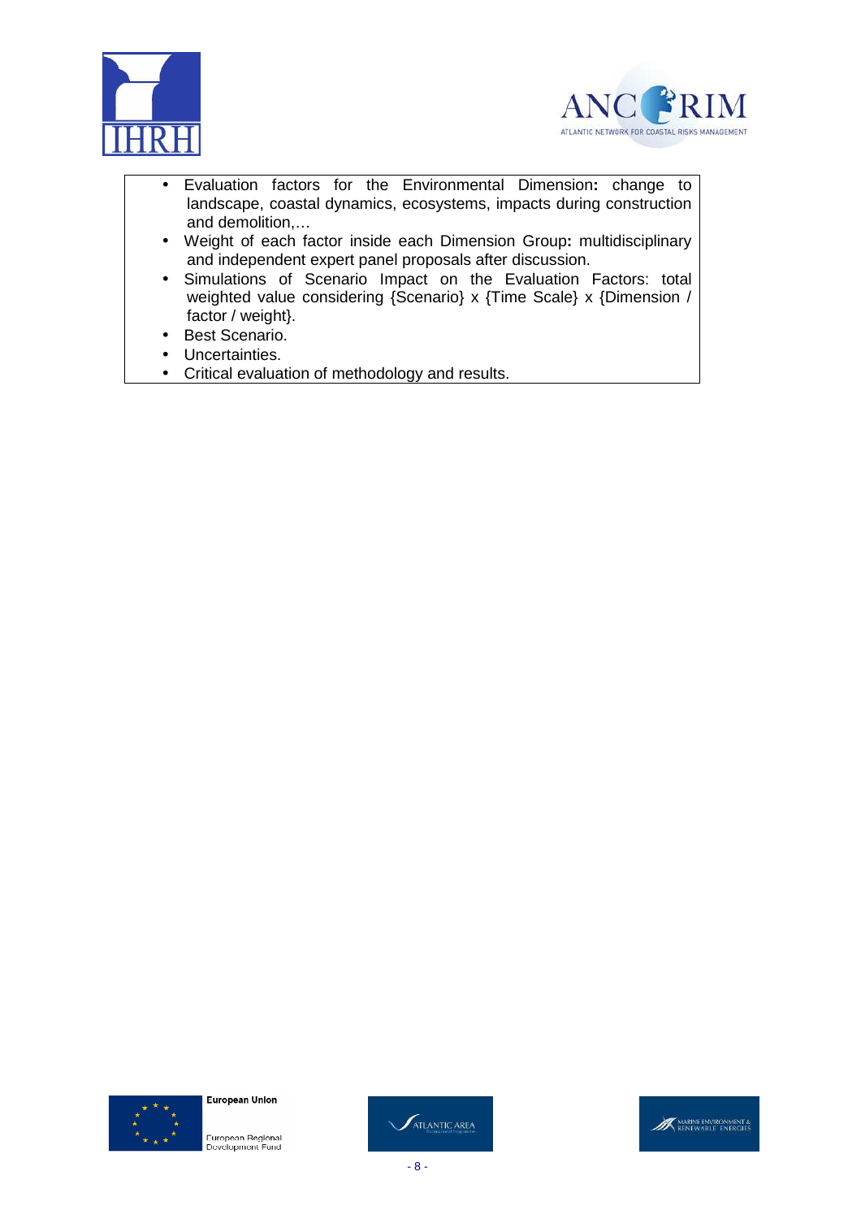- **Evaluation factors for the Environmental Dimension:** change to landscape, coastal dynamics, ecosystems, impacts during construction and demolition,…
- **Weight of each factor inside each Dimension Group:** multidisciplinary and independent expert panel proposals after discussion.
- Simulations of Scenario Impact on the Evaluation Factors: total weighted value considering {Scenario} x {Time Scale} x {Dimension / factor / weight}.
- Best Scenario.
- Uncertainties.
- Critical evaluation of methodology and results.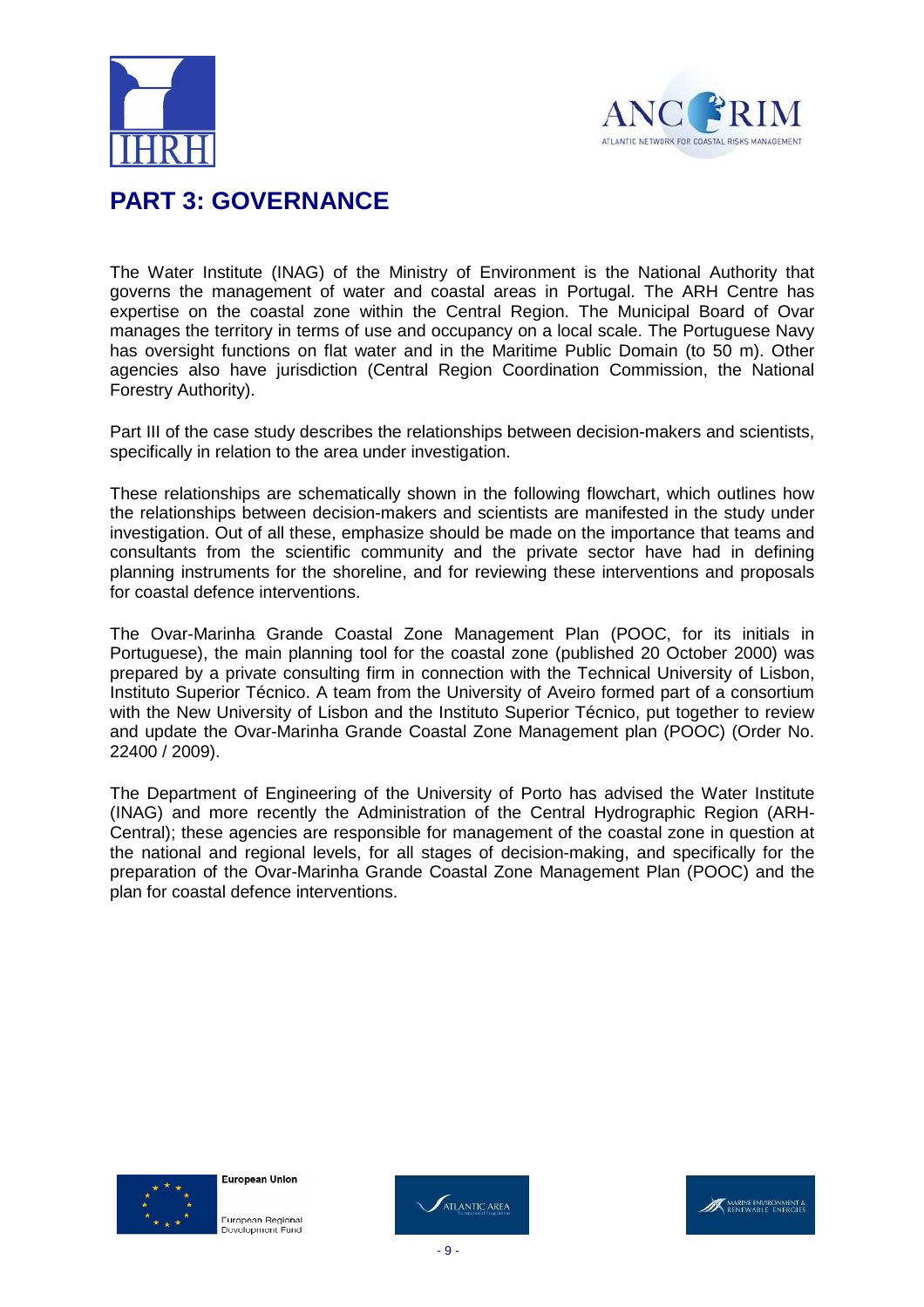# PART 3: GOVERNANCE

The Water Institute (INAG) of the Ministry of Environment is the National Authority that governs the management of water and coastal areas in Portugal. The ARH Centre has expertise on the coastal zone within the Central Region. The Municipal Board of Ovar manages the territory in terms of use and occupancy on a local scale. The Portuguese Navy has oversight functions on flat water and in the Maritime Public Domain (to 50 m). Other agencies also have jurisdiction (Central Region Coordination Commission, the National Forestry Authority).

Part III of the case study describes the relationships between decision-makers and scientists, specifically in relation to the area under investigation.

These relationships are schematically shown in the following flowchart, which outlines how the relationships between decision-makers and scientists are manifested in the study under investigation. Out of all these, emphasize should be made on the importance that teams and consultants from the scientific community and the private sector have had in defining planning instruments for the shoreline, and for reviewing these interventions and proposals for coastal defence interventions.

The Ovar-Marinha Grande Coastal Zone Management Plan (POOC, for its initials in Portuguese), the main planning tool for the coastal zone (published 20 October 2000) was prepared by a private consulting firm in connection with the Technical University of Lisbon, Instituto Superior Técnico. A team from the University of Aveiro formed part of a consortium with the New University of Lisbon and the Instituto Superior Técnico, put together to review and update the Ovar-Marinha Grande Coastal Zone Management plan (POOC) (Order No. 22400 / 2009).

The Department of Engineering of the University of Porto has advised the Water Institute (INAG) and more recently the Administration of the Central Hydrographic Region (ARH-Central); these agencies are responsible for management of the coastal zone in question at the national and regional levels, for all stages of decision-making, and specifically for the preparation of the Ovar-Marinha Grande Coastal Zone Management Plan (POOC) and the plan for coastal defence interventions.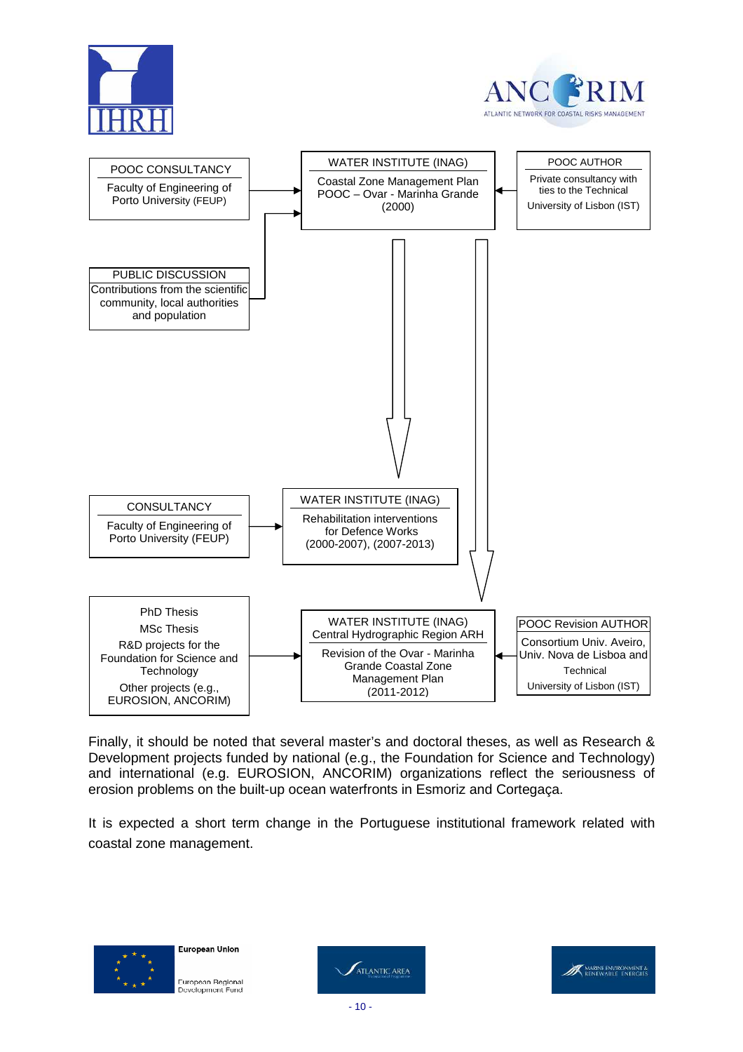POOC CONSULTANCY
Faculty of Engineering of Porto University (FEUP)

WATER INSTITUTE (INAG)
Coastal Zone Management Plan POOC – Ovar - Marinha Grande (2000)

POOC AUTHOR
Private consultancy with ties to the Technical University of Lisbon (IST)

PUBLIC DISCUSSION
Contributions from the scientific community, local authorities and population

CONSULTANCY
Faculty of Engineering of Porto University (FEUP)

WATER INSTITUTE (INAG)
Rehabilitation interventions for Defence Works (2000-2007), (2007-2013)

PhD Thesis
MSc Thesis
R&D projects for the Foundation for Science and Technology
Other projects (e.g., EUROSION, ANCORIM)

WATER INSTITUTE (INAG)
Central Hydrographic Region ARH
Revision of the Ovar - Marinha Grande Coastal Zone Management Plan (2011-2012)

POOC Revision AUTHOR
Consortium Univ. Aveiro, Univ. Nova de Lisboa and Technical University of Lisbon (IST)

Finally, it should be noted that several master's and doctoral theses, as well as Research & Development projects funded by national (e.g., the Foundation for Science and Technology) and international (e.g. EUROSION, ANCORIM) organizations reflect the seriousness of erosion problems on the built-up ocean waterfronts in Esmoriz and Cortegaça.

It is expected a short term change in the Portuguese institutional framework related with coastal zone management.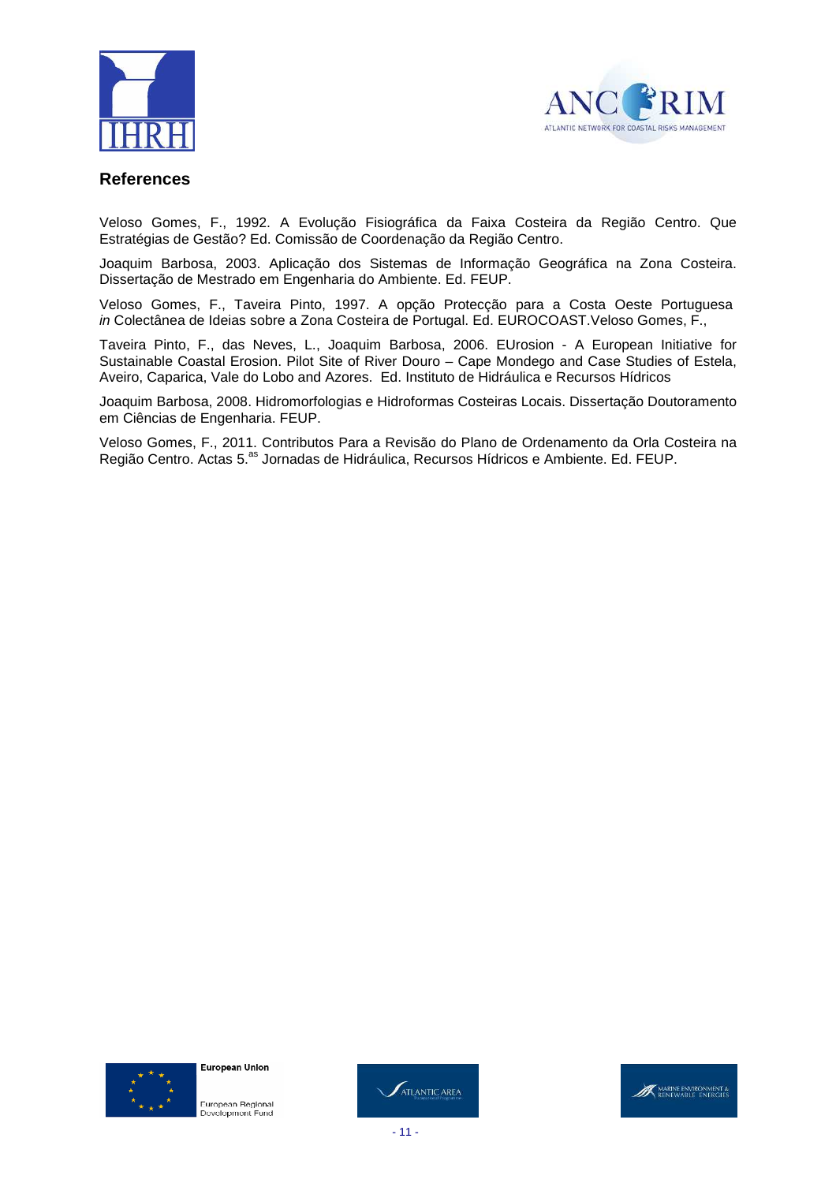## References

Veloso Gomes, F., 1992. A Evolução Fisiográfica da Faixa Costeira da Região Centro. Que Estratégias de Gestão? Ed. Comissão de Coordenação da Região Centro.

Joaquim Barbosa, 2003. Aplicação dos Sistemas de Informação Geográfica na Zona Costeira. Dissertação de Mestrado em Engenharia do Ambiente. Ed. FEUP.

Veloso Gomes, F., Taveira Pinto, 1997. A opção Protecção para a Costa Oeste Portuguesa *in* Colectânea de Ideias sobre a Zona Costeira de Portugal. Ed. EUROCOAST.Veloso Gomes, F.,

Taveira Pinto, F., das Neves, L., Joaquim Barbosa, 2006. EUrosion - A European Initiative for Sustainable Coastal Erosion. Pilot Site of River Douro – Cape Mondego and Case Studies of Estela, Aveiro, Caparica, Vale do Lobo and Azores. Ed. Instituto de Hidráulica e Recursos Hídricos

Joaquim Barbosa, 2008. Hidromorfologias e Hidroformas Costeiras Locais. Dissertação Doutoramento em Ciências de Engenharia. FEUP.

Veloso Gomes, F., 2011. Contributos Para a Revisão do Plano de Ordenamento da Orla Costeira na Região Centro. Actas 5.as Jornadas de Hidráulica, Recursos Hídricos e Ambiente. Ed. FEUP.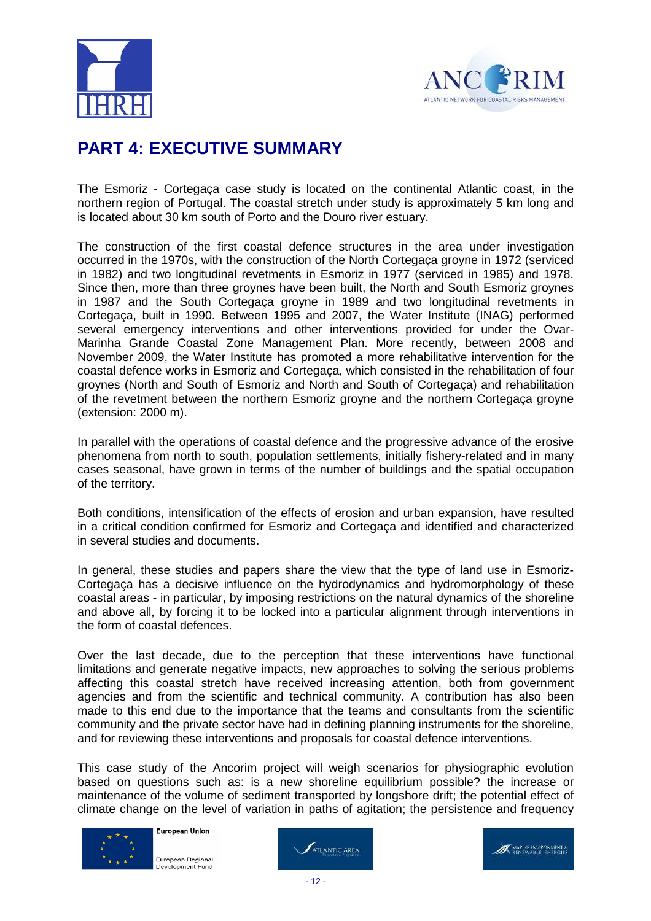# PART 4: EXECUTIVE SUMMARY

The Esmoriz - Cortegaça case study is located on the continental Atlantic coast, in the northern region of Portugal. The coastal stretch under study is approximately 5 km long and is located about 30 km south of Porto and the Douro river estuary.

The construction of the first coastal defence structures in the area under investigation occurred in the 1970s, with the construction of the North Cortegaça groyne in 1972 (serviced in 1982) and two longitudinal revetments in Esmoriz in 1977 (serviced in 1985) and 1978. Since then, more than three groynes have been built, the North and South Esmoriz groynes in 1987 and the South Cortegaça groyne in 1989 and two longitudinal revetments in Cortegaça, built in 1990. Between 1995 and 2007, the Water Institute (INAG) performed several emergency interventions and other interventions provided for under the Ovar-Marinha Grande Coastal Zone Management Plan. More recently, between 2008 and November 2009, the Water Institute has promoted a more rehabilitative intervention for the coastal defence works in Esmoriz and Cortegaça, which consisted in the rehabilitation of four groynes (North and South of Esmoriz and North and South of Cortegaça) and rehabilitation of the revetment between the northern Esmoriz groyne and the northern Cortegaça groyne (extension: 2000 m).

In parallel with the operations of coastal defence and the progressive advance of the erosive phenomena from north to south, population settlements, initially fishery-related and in many cases seasonal, have grown in terms of the number of buildings and the spatial occupation of the territory.

Both conditions, intensification of the effects of erosion and urban expansion, have resulted in a critical condition confirmed for Esmoriz and Cortegaça and identified and characterized in several studies and documents.

In general, these studies and papers share the view that the type of land use in Esmoriz-Cortegaça has a decisive influence on the hydrodynamics and hydromorphology of these coastal areas - in particular, by imposing restrictions on the natural dynamics of the shoreline and above all, by forcing it to be locked into a particular alignment through interventions in the form of coastal defences.

Over the last decade, due to the perception that these interventions have functional limitations and generate negative impacts, new approaches to solving the serious problems affecting this coastal stretch have received increasing attention, both from government agencies and from the scientific and technical community. A contribution has also been made to this end due to the importance that the teams and consultants from the scientific community and the private sector have had in defining planning instruments for the shoreline, and for reviewing these interventions and proposals for coastal defence interventions.

This case study of the Ancorim project will weigh scenarios for physiographic evolution based on questions such as: is a new shoreline equilibrium possible? the increase or maintenance of the volume of sediment transported by longshore drift; the potential effect of climate change on the level of variation in paths of agitation; the persistence and frequency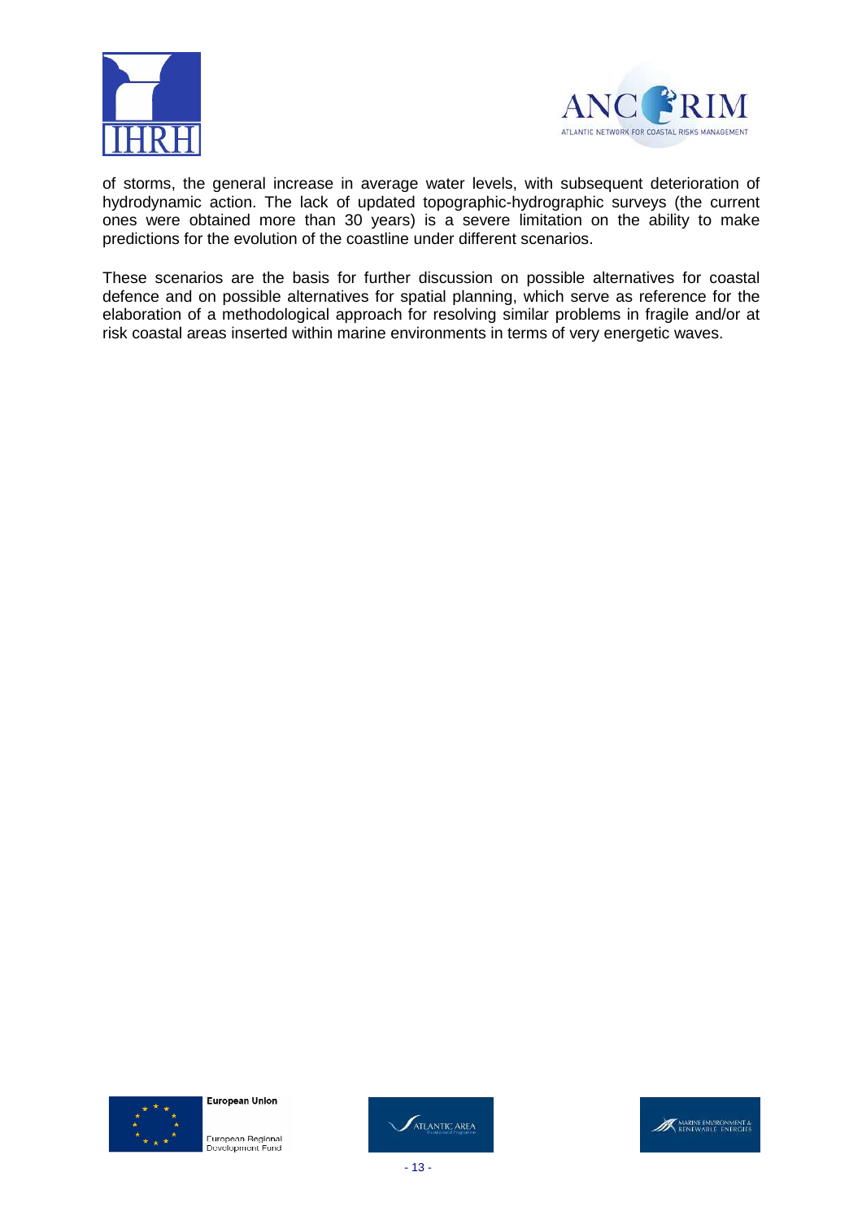of storms, the general increase in average water levels, with subsequent deterioration of hydrodynamic action. The lack of updated topographic-hydrographic surveys (the current ones were obtained more than 30 years) is a severe limitation on the ability to make predictions for the evolution of the coastline under different scenarios.

These scenarios are the basis for further discussion on possible alternatives for coastal defence and on possible alternatives for spatial planning, which serve as reference for the elaboration of a methodological approach for resolving similar problems in fragile and/or at risk coastal areas inserted within marine environments in terms of very energetic waves.